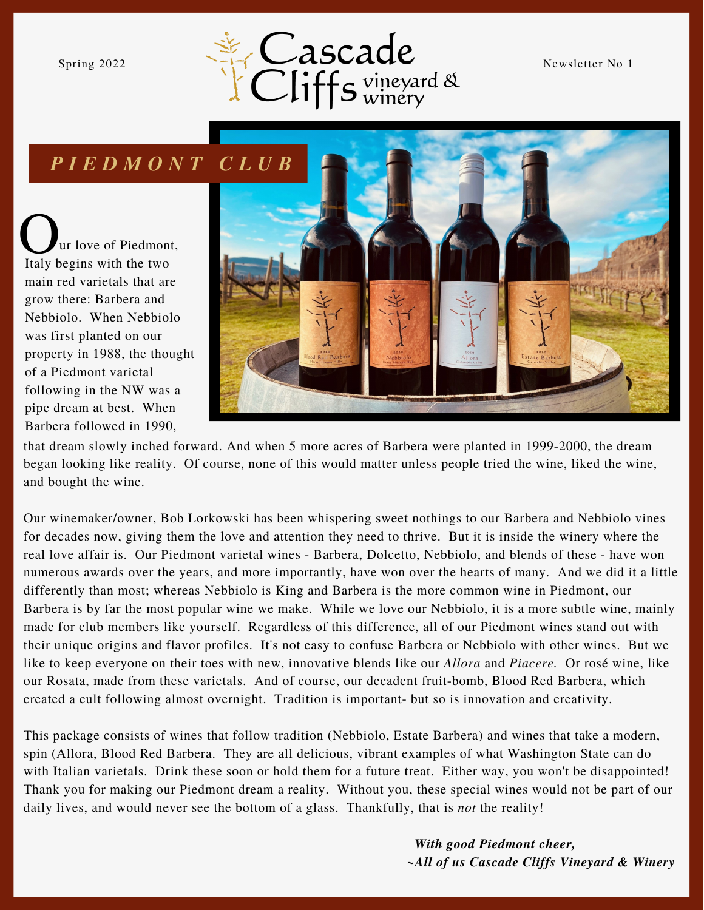Spring 2022

# Cascade Cliffs vineyard & winery

Newsletter No 1

## *PIEDMONT CLUB*

Our love of Piedmont, Italy begins with the two main red varietals that are grow there: Barbera and Nebbiolo. When Nebbiolo was first planted on our property in 1988, the thought of a Piedmont varietal following in the NW was a pipe dream at best. When Barbera followed in 1990, that dream slowly inched forward. And when 5 more acres of Barbera were planted in 1999-2000, the dream began looking like reality. Of course, none of this would matter unless people tried the wine, liked the wine, and bought the wine.

Our winemaker/owner, Bob Lorkowski has been whispering sweet nothings to our Barbera and Nebbiolo vines for decades now, giving them the love and attention they need to thrive. But it is inside the winery where the real love affair is. Our Piedmont varietal wines - Barbera, Dolcetto, Nebbiolo, and blends of these - have won numerous awards over the years, and more importantly, have won over the hearts of many. And we did it a little differently than most; whereas Nebbiolo is King and Barbera is the more common wine in Piedmont, our Barbera is by far the most popular wine we make. While we love our Nebbiolo, it is a more subtle wine, mainly made for club members like yourself. Regardless of this difference, all of our Piedmont wines stand out with their unique origins and flavor profiles. It's not easy to confuse Barbera or Nebbiolo with other wines. But we like to keep everyone on their toes with new, innovative blends like our *Allora* and *Piacere*. Or rosé wine, like our Rosata, made from these varietals. And of course, our decadent fruit-bomb, Blood Red Barbera, which created a cult following almost overnight. Tradition is important- but so is innovation and creativity.

This package consists of wines that follow tradition (Nebbiolo, Estate Barbera) and wines that take a modern, spin (Allora, Blood Red Barbera. They are all delicious, vibrant examples of what Washington State can do with Italian varietals. Drink these soon or hold them for a future treat. Either way, you won't be disappointed! Thank you for making our Piedmont dream a reality. Without you, these special wines would not be part of our daily lives, and would never see the bottom of a glass. Thankfully, that is *not* the reality!

***With good Piedmont cheer,***
***~All of us Cascade Cliffs Vineyard & Winery***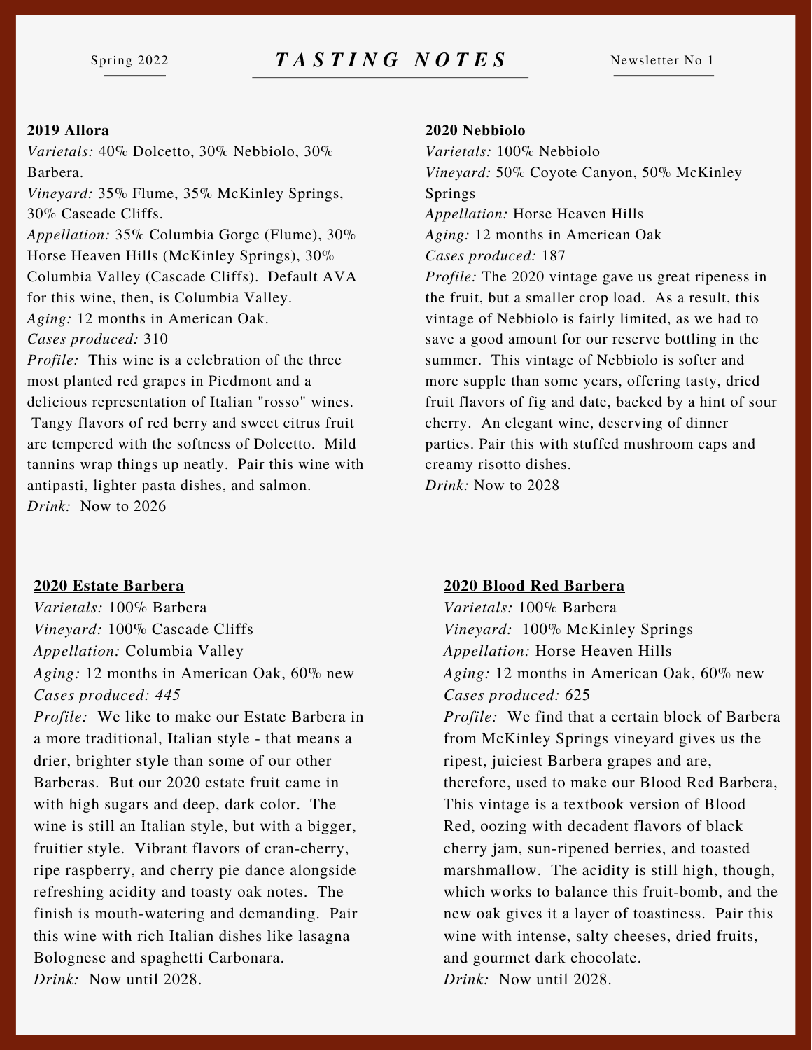Spring 2022

# *TASTING NOTES*

Newsletter No 1

**2019 Allora**
*Varietals:* 40% Dolcetto, 30% Nebbiolo, 30% Barbera.
*Vineyard:* 35% Flume, 35% McKinley Springs, 30% Cascade Cliffs.
*Appellation:* 35% Columbia Gorge (Flume), 30% Horse Heaven Hills (McKinley Springs), 30% Columbia Valley (Cascade Cliffs). Default AVA for this wine, then, is Columbia Valley.
*Aging:* 12 months in American Oak.
*Cases produced:* 310
*Profile:* This wine is a celebration of the three most planted red grapes in Piedmont and a delicious representation of Italian "rosso" wines. Tangy flavors of red berry and sweet citrus fruit are tempered with the softness of Dolcetto. Mild tannins wrap things up neatly. Pair this wine with antipasti, lighter pasta dishes, and salmon.
*Drink:* Now to 2026

**2020 Nebbiolo**
*Varietals:* 100% Nebbiolo
*Vineyard:* 50% Coyote Canyon, 50% McKinley Springs
*Appellation:* Horse Heaven Hills
*Aging:* 12 months in American Oak
*Cases produced:* 187
*Profile:* The 2020 vintage gave us great ripeness in the fruit, but a smaller crop load. As a result, this vintage of Nebbiolo is fairly limited, as we had to save a good amount for our reserve bottling in the summer. This vintage of Nebbiolo is softer and more supple than some years, offering tasty, dried fruit flavors of fig and date, backed by a hint of sour cherry. An elegant wine, deserving of dinner parties. Pair this with stuffed mushroom caps and creamy risotto dishes.
*Drink:* Now to 2028

**2020 Estate Barbera**
*Varietals:* 100% Barbera
*Vineyard:* 100% Cascade Cliffs
*Appellation:* Columbia Valley
*Aging:* 12 months in American Oak, 60% new
*Cases produced: 445*
*Profile:* We like to make our Estate Barbera in a more traditional, Italian style - that means a drier, brighter style than some of our other Barberas. But our 2020 estate fruit came in with high sugars and deep, dark color. The wine is still an Italian style, but with a bigger, fruitier style. Vibrant flavors of cran-cherry, ripe raspberry, and cherry pie dance alongside refreshing acidity and toasty oak notes. The finish is mouth-watering and demanding. Pair this wine with rich Italian dishes like lasagna Bolognese and spaghetti Carbonara.
*Drink:* Now until 2028.

**2020 Blood Red Barbera**
*Varietals:* 100% Barbera
*Vineyard:* 100% McKinley Springs
*Appellation:* Horse Heaven Hills
*Aging:* 12 months in American Oak, 60% new
*Cases produced:* 625
*Profile:* We find that a certain block of Barbera from McKinley Springs vineyard gives us the ripest, juiciest Barbera grapes and are, therefore, used to make our Blood Red Barbera, This vintage is a textbook version of Blood Red, oozing with decadent flavors of black cherry jam, sun-ripened berries, and toasted marshmallow. The acidity is still high, though, which works to balance this fruit-bomb, and the new oak gives it a layer of toastiness. Pair this wine with intense, salty cheeses, dried fruits, and gourmet dark chocolate.
*Drink:* Now until 2028.